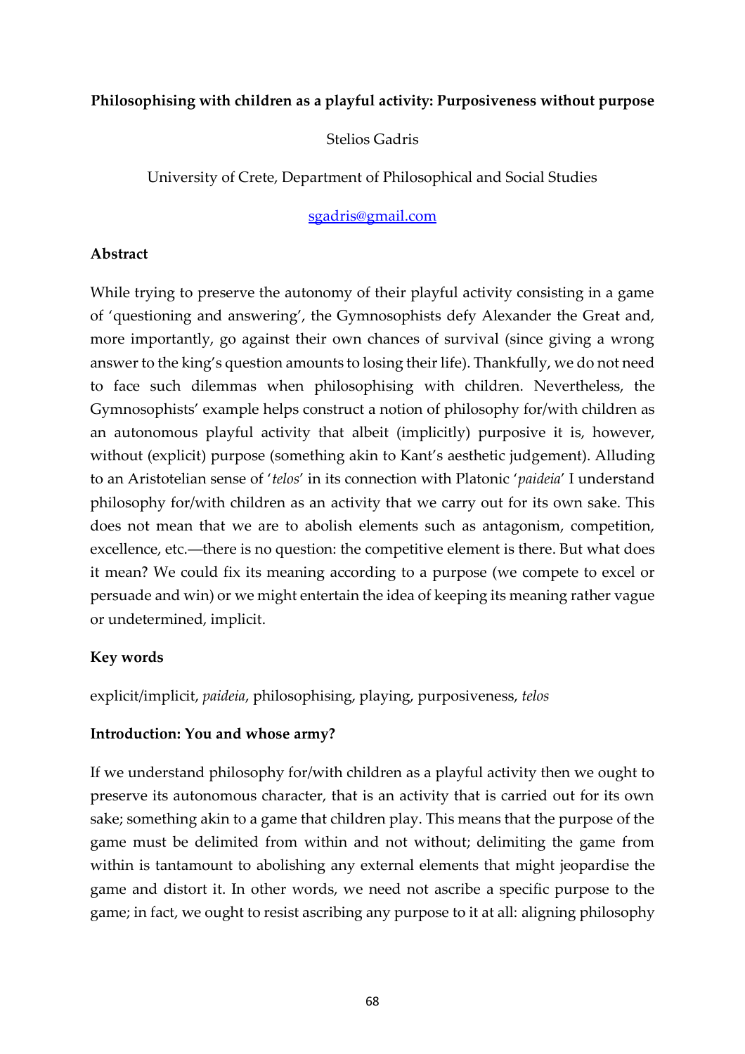# Philosophising with children as a playful activity: Purposiveness without purpose

Stelios Gadris

University of Crete, Department of Philosophical and Social Studies

sgadris@gmail.com

## Abstract

While trying to preserve the autonomy of their playful activity consisting in a game of 'questioning and answering', the Gymnosophists defy Alexander the Great and, more importantly, go against their own chances of survival (since giving a wrong answer to the king's question amounts to losing their life). Thankfully, we do not need to face such dilemmas when philosophising with children. Nevertheless, the Gymnosophists' example helps construct a notion of philosophy for/with children as an autonomous playful activity that albeit (implicitly) purposive it is, however, without (explicit) purpose (something akin to Kant's aesthetic judgement). Alluding to an Aristotelian sense of '*telos*' in its connection with Platonic '*paideia*' I understand philosophy for/with children as an activity that we carry out for its own sake. This does not mean that we are to abolish elements such as antagonism, competition, excellence, etc.—there is no question: the competitive element is there. But what does it mean? We could fix its meaning according to a purpose (we compete to excel or persuade and win) or we might entertain the idea of keeping its meaning rather vague or undetermined, implicit.

## Key words

explicit/implicit, *paideia*, philosophising, playing, purposiveness, *telos*

## Introduction: You and whose army?

If we understand philosophy for/with children as a playful activity then we ought to preserve its autonomous character, that is an activity that is carried out for its own sake; something akin to a game that children play. This means that the purpose of the game must be delimited from within and not without; delimiting the game from within is tantamount to abolishing any external elements that might jeopardise the game and distort it. In other words, we need not ascribe a specific purpose to the game; in fact, we ought to resist ascribing any purpose to it at all: aligning philosophy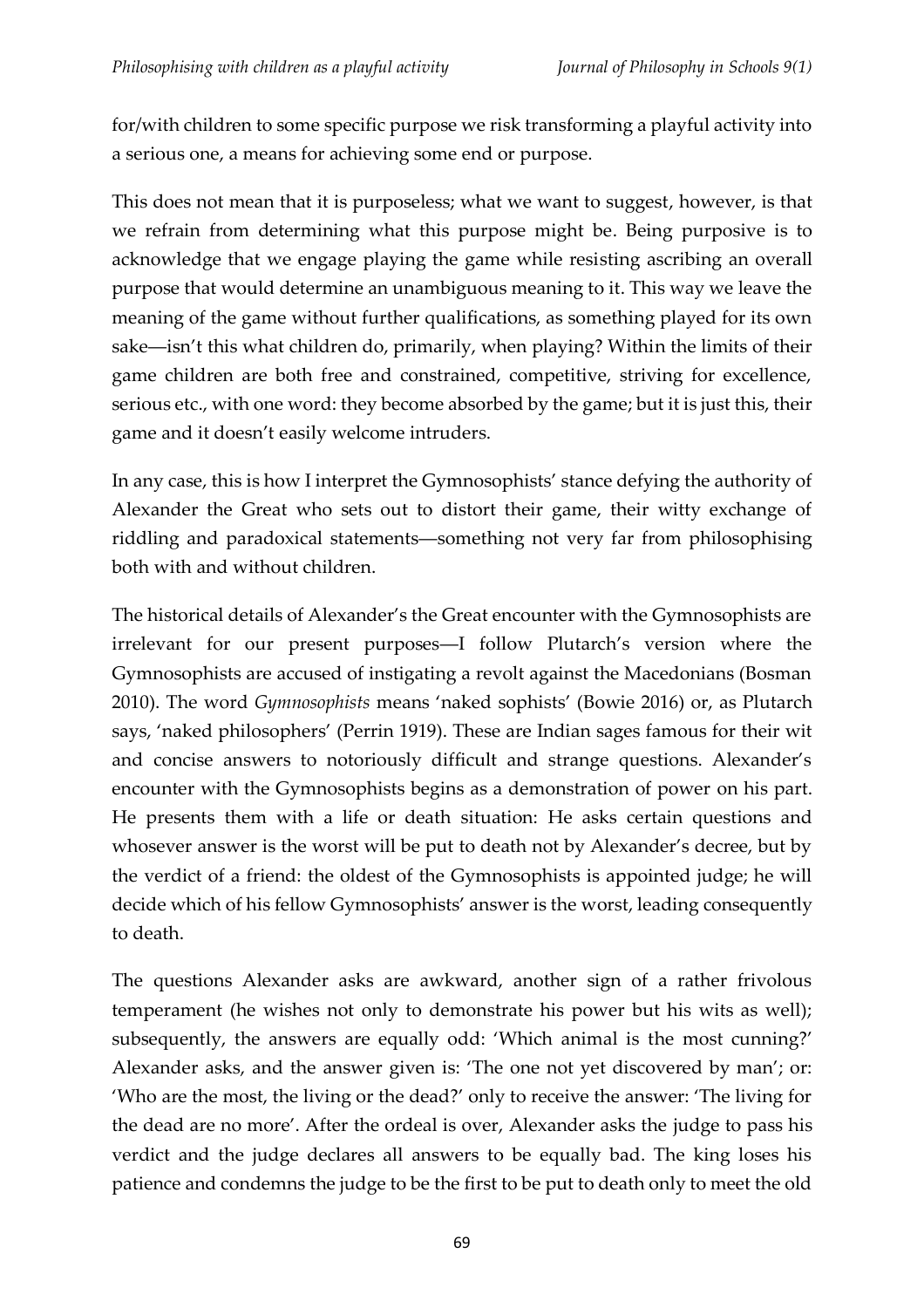for/with children to some specific purpose we risk transforming a playful activity into a serious one, a means for achieving some end or purpose.

This does not mean that it is purposeless; what we want to suggest, however, is that we refrain from determining what this purpose might be. Being purposive is to acknowledge that we engage playing the game while resisting ascribing an overall purpose that would determine an unambiguous meaning to it. This way we leave the meaning of the game without further qualifications, as something played for its own sake—isn't this what children do, primarily, when playing? Within the limits of their game children are both free and constrained, competitive, striving for excellence, serious etc., with one word: they become absorbed by the game; but it is just this, their game and it doesn't easily welcome intruders.

In any case, this is how I interpret the Gymnosophists' stance defying the authority of Alexander the Great who sets out to distort their game, their witty exchange of riddling and paradoxical statements—something not very far from philosophising both with and without children.

The historical details of Alexander's the Great encounter with the Gymnosophists are irrelevant for our present purposes—I follow Plutarch's version where the Gymnosophists are accused of instigating a revolt against the Macedonians (Bosman 2010). The word *Gymnosophists* means 'naked sophists' (Bowie 2016) or, as Plutarch says, 'naked philosophers' (Perrin 1919). These are Indian sages famous for their wit and concise answers to notoriously difficult and strange questions. Alexander's encounter with the Gymnosophists begins as a demonstration of power on his part. He presents them with a life or death situation: He asks certain questions and whosever answer is the worst will be put to death not by Alexander's decree, but by the verdict of a friend: the oldest of the Gymnosophists is appointed judge; he will decide which of his fellow Gymnosophists' answer is the worst, leading consequently to death.

The questions Alexander asks are awkward, another sign of a rather frivolous temperament (he wishes not only to demonstrate his power but his wits as well); subsequently, the answers are equally odd: 'Which animal is the most cunning?' Alexander asks, and the answer given is: 'The one not yet discovered by man'; or: 'Who are the most, the living or the dead?' only to receive the answer: 'The living for the dead are no more'. After the ordeal is over, Alexander asks the judge to pass his verdict and the judge declares all answers to be equally bad. The king loses his patience and condemns the judge to be the first to be put to death only to meet the old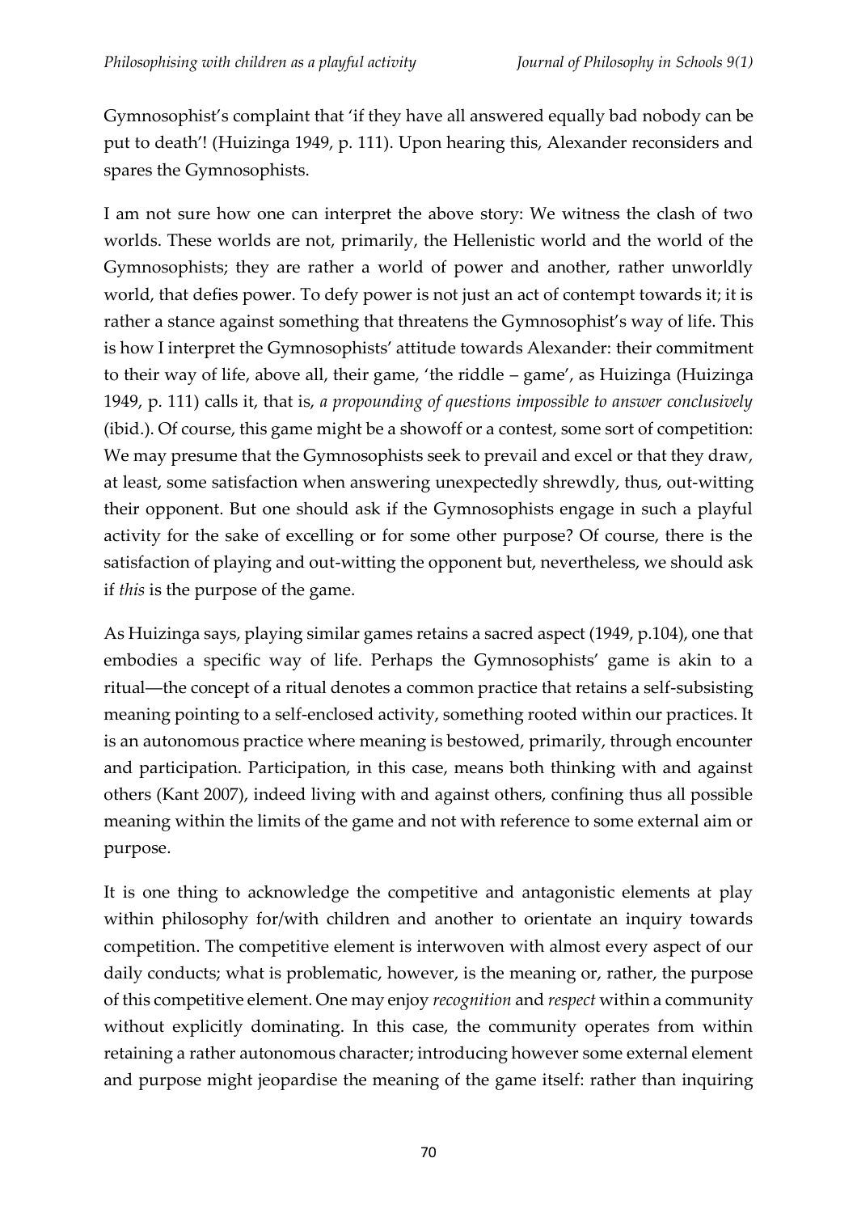Gymnosophist's complaint that 'if they have all answered equally bad nobody can be put to death'! (Huizinga 1949, p. 111). Upon hearing this, Alexander reconsiders and spares the Gymnosophists.

I am not sure how one can interpret the above story: We witness the clash of two worlds. These worlds are not, primarily, the Hellenistic world and the world of the Gymnosophists; they are rather a world of power and another, rather unworldly world, that defies power. To defy power is not just an act of contempt towards it; it is rather a stance against something that threatens the Gymnosophist's way of life. This is how I interpret the Gymnosophists' attitude towards Alexander: their commitment to their way of life, above all, their game, 'the riddle – game', as Huizinga (Huizinga 1949, p. 111) calls it, that is, *a propounding of questions impossible to answer conclusively* (ibid.). Of course, this game might be a showoff or a contest, some sort of competition: We may presume that the Gymnosophists seek to prevail and excel or that they draw, at least, some satisfaction when answering unexpectedly shrewdly, thus, out-witting their opponent. But one should ask if the Gymnosophists engage in such a playful activity for the sake of excelling or for some other purpose? Of course, there is the satisfaction of playing and out-witting the opponent but, nevertheless, we should ask if *this* is the purpose of the game.

As Huizinga says, playing similar games retains a sacred aspect (1949, p.104), one that embodies a specific way of life. Perhaps the Gymnosophists' game is akin to a ritual—the concept of a ritual denotes a common practice that retains a self-subsisting meaning pointing to a self-enclosed activity, something rooted within our practices. It is an autonomous practice where meaning is bestowed, primarily, through encounter and participation. Participation, in this case, means both thinking with and against others (Kant 2007), indeed living with and against others, confining thus all possible meaning within the limits of the game and not with reference to some external aim or purpose.

It is one thing to acknowledge the competitive and antagonistic elements at play within philosophy for/with children and another to orientate an inquiry towards competition. The competitive element is interwoven with almost every aspect of our daily conducts; what is problematic, however, is the meaning or, rather, the purpose of this competitive element. One may enjoy *recognition* and *respect* within a community without explicitly dominating. In this case, the community operates from within retaining a rather autonomous character; introducing however some external element and purpose might jeopardise the meaning of the game itself: rather than inquiring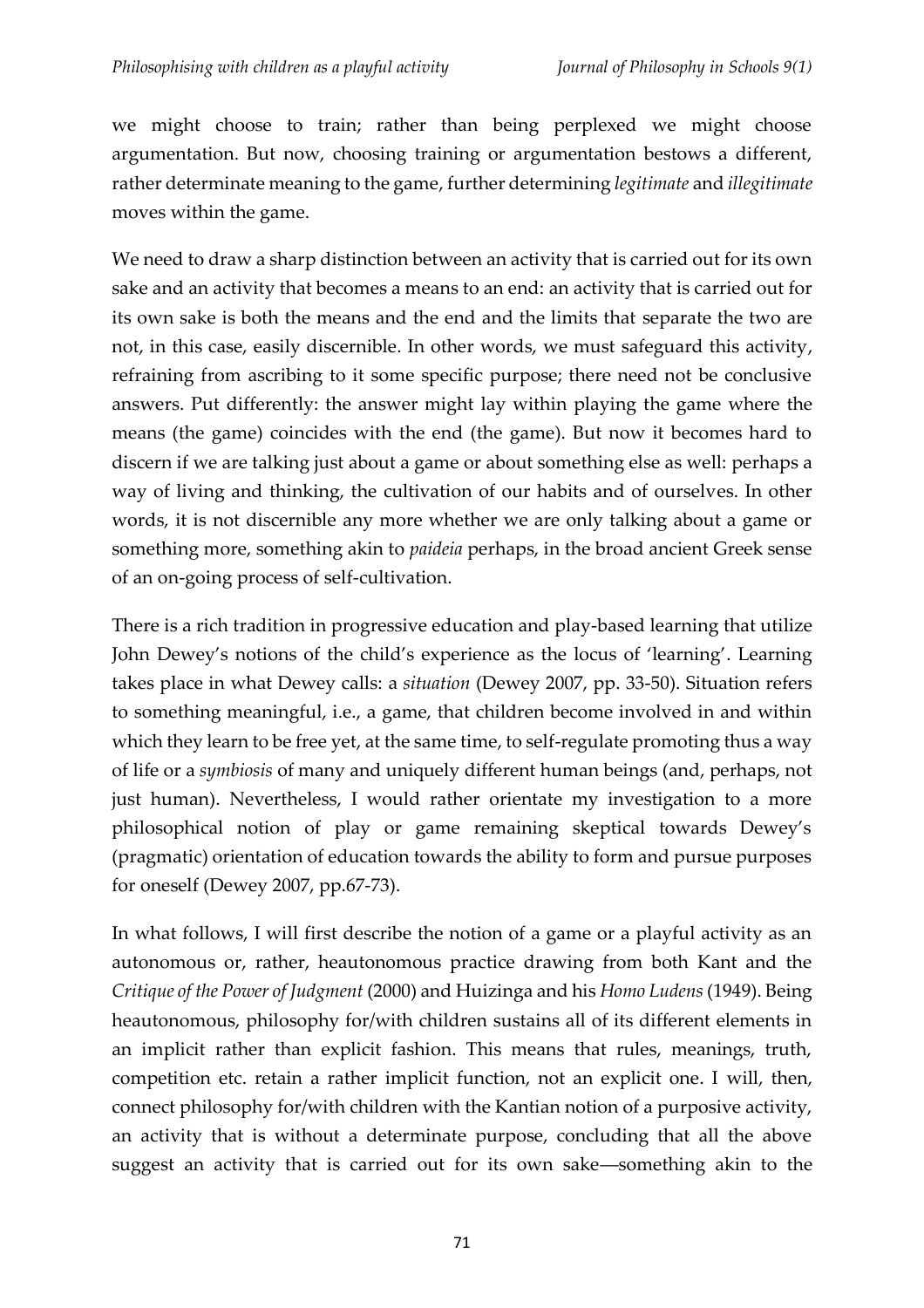we might choose to train; rather than being perplexed we might choose argumentation. But now, choosing training or argumentation bestows a different, rather determinate meaning to the game, further determining *legitimate* and *illegitimate* moves within the game.

We need to draw a sharp distinction between an activity that is carried out for its own sake and an activity that becomes a means to an end: an activity that is carried out for its own sake is both the means and the end and the limits that separate the two are not, in this case, easily discernible. In other words, we must safeguard this activity, refraining from ascribing to it some specific purpose; there need not be conclusive answers. Put differently: the answer might lay within playing the game where the means (the game) coincides with the end (the game). But now it becomes hard to discern if we are talking just about a game or about something else as well: perhaps a way of living and thinking, the cultivation of our habits and of ourselves. In other words, it is not discernible any more whether we are only talking about a game or something more, something akin to *paideia* perhaps, in the broad ancient Greek sense of an on-going process of self-cultivation.

There is a rich tradition in progressive education and play-based learning that utilize John Dewey's notions of the child's experience as the locus of 'learning'. Learning takes place in what Dewey calls: a *situation* (Dewey 2007, pp. 33-50). Situation refers to something meaningful, i.e., a game, that children become involved in and within which they learn to be free yet, at the same time, to self-regulate promoting thus a way of life or a *symbiosis* of many and uniquely different human beings (and, perhaps, not just human). Nevertheless, I would rather orientate my investigation to a more philosophical notion of play or game remaining skeptical towards Dewey's (pragmatic) orientation of education towards the ability to form and pursue purposes for oneself (Dewey 2007, pp.67-73).

In what follows, I will first describe the notion of a game or a playful activity as an autonomous or, rather, heautonomous practice drawing from both Kant and the *Critique of the Power of Judgment* (2000) and Huizinga and his *Homo Ludens* (1949). Being heautonomous, philosophy for/with children sustains all of its different elements in an implicit rather than explicit fashion. This means that rules, meanings, truth, competition etc. retain a rather implicit function, not an explicit one. I will, then, connect philosophy for/with children with the Kantian notion of a purposive activity, an activity that is without a determinate purpose, concluding that all the above suggest an activity that is carried out for its own sake—something akin to the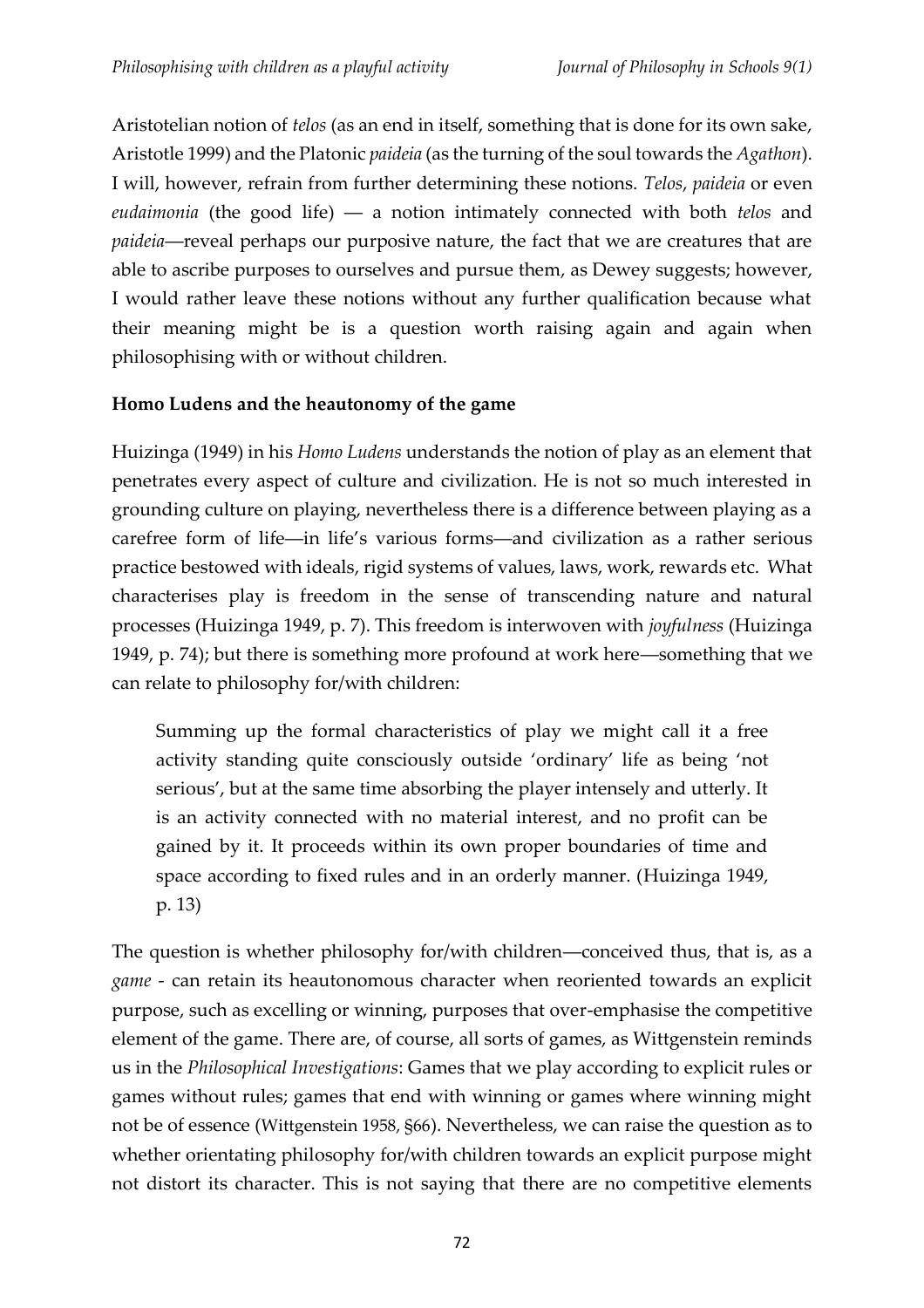Aristotelian notion of *telos* (as an end in itself, something that is done for its own sake, Aristotle 1999) and the Platonic *paideia* (as the turning of the soul towards the *Agathon*). I will, however, refrain from further determining these notions. *Telos*, *paideia* or even *eudaimonia* (the good life) — a notion intimately connected with both *telos* and *paideia*—reveal perhaps our purposive nature, the fact that we are creatures that are able to ascribe purposes to ourselves and pursue them, as Dewey suggests; however, I would rather leave these notions without any further qualification because what their meaning might be is a question worth raising again and again when philosophising with or without children.

## Homo Ludens and the heautonomy of the game

Huizinga (1949) in his *Homo Ludens* understands the notion of play as an element that penetrates every aspect of culture and civilization. He is not so much interested in grounding culture on playing, nevertheless there is a difference between playing as a carefree form of life—in life's various forms—and civilization as a rather serious practice bestowed with ideals, rigid systems of values, laws, work, rewards etc. What characterises play is freedom in the sense of transcending nature and natural processes (Huizinga 1949, p. 7). This freedom is interwoven with *joyfulness* (Huizinga 1949, p. 74); but there is something more profound at work here—something that we can relate to philosophy for/with children:

> Summing up the formal characteristics of play we might call it a free activity standing quite consciously outside 'ordinary' life as being 'not serious', but at the same time absorbing the player intensely and utterly. It is an activity connected with no material interest, and no profit can be gained by it. It proceeds within its own proper boundaries of time and space according to fixed rules and in an orderly manner. (Huizinga 1949, p. 13)

The question is whether philosophy for/with children—conceived thus, that is, as a *game* - can retain its heautonomous character when reoriented towards an explicit purpose, such as excelling or winning, purposes that over-emphasise the competitive element of the game. There are, of course, all sorts of games, as Wittgenstein reminds us in the *Philosophical Investigations*: Games that we play according to explicit rules or games without rules; games that end with winning or games where winning might not be of essence (Wittgenstein 1958, §66). Nevertheless, we can raise the question as to whether orientating philosophy for/with children towards an explicit purpose might not distort its character. This is not saying that there are no competitive elements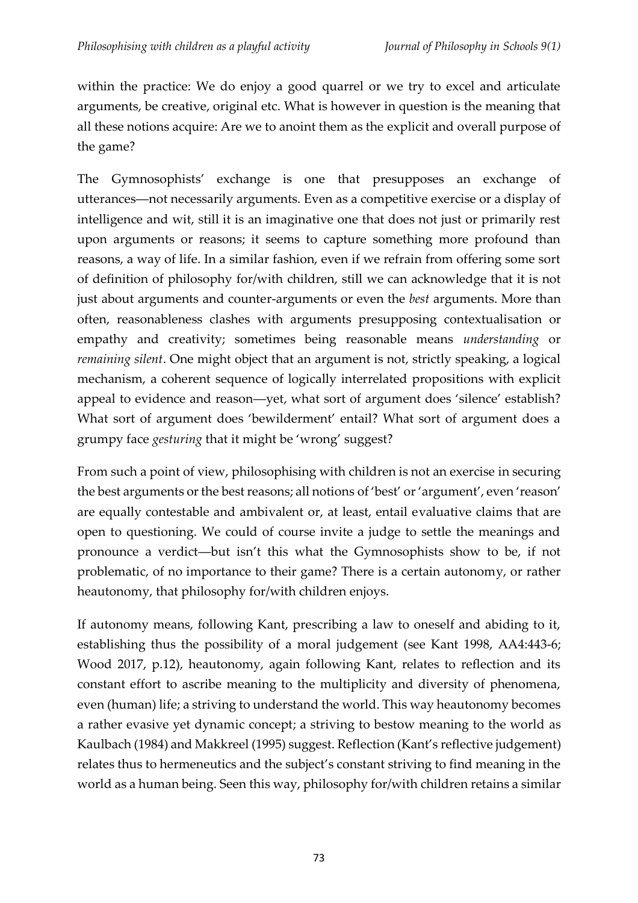within the practice: We do enjoy a good quarrel or we try to excel and articulate arguments, be creative, original etc. What is however in question is the meaning that all these notions acquire: Are we to anoint them as the explicit and overall purpose of the game?

The Gymnosophists' exchange is one that presupposes an exchange of utterances—not necessarily arguments. Even as a competitive exercise or a display of intelligence and wit, still it is an imaginative one that does not just or primarily rest upon arguments or reasons; it seems to capture something more profound than reasons, a way of life. In a similar fashion, even if we refrain from offering some sort of definition of philosophy for/with children, still we can acknowledge that it is not just about arguments and counter-arguments or even the *best* arguments. More than often, reasonableness clashes with arguments presupposing contextualisation or empathy and creativity; sometimes being reasonable means *understanding* or *remaining silent*. One might object that an argument is not, strictly speaking, a logical mechanism, a coherent sequence of logically interrelated propositions with explicit appeal to evidence and reason—yet, what sort of argument does 'silence' establish? What sort of argument does 'bewilderment' entail? What sort of argument does a grumpy face *gesturing* that it might be 'wrong' suggest?

From such a point of view, philosophising with children is not an exercise in securing the best arguments or the best reasons; all notions of 'best' or 'argument', even 'reason' are equally contestable and ambivalent or, at least, entail evaluative claims that are open to questioning. We could of course invite a judge to settle the meanings and pronounce a verdict—but isn't this what the Gymnosophists show to be, if not problematic, of no importance to their game? There is a certain autonomy, or rather heautonomy, that philosophy for/with children enjoys.

If autonomy means, following Kant, prescribing a law to oneself and abiding to it, establishing thus the possibility of a moral judgement (see Kant 1998, AA4:443-6; Wood 2017, p.12), heautonomy, again following Kant, relates to reflection and its constant effort to ascribe meaning to the multiplicity and diversity of phenomena, even (human) life; a striving to understand the world. This way heautonomy becomes a rather evasive yet dynamic concept; a striving to bestow meaning to the world as Kaulbach (1984) and Makkreel (1995) suggest. Reflection (Kant's reflective judgement) relates thus to hermeneutics and the subject's constant striving to find meaning in the world as a human being. Seen this way, philosophy for/with children retains a similar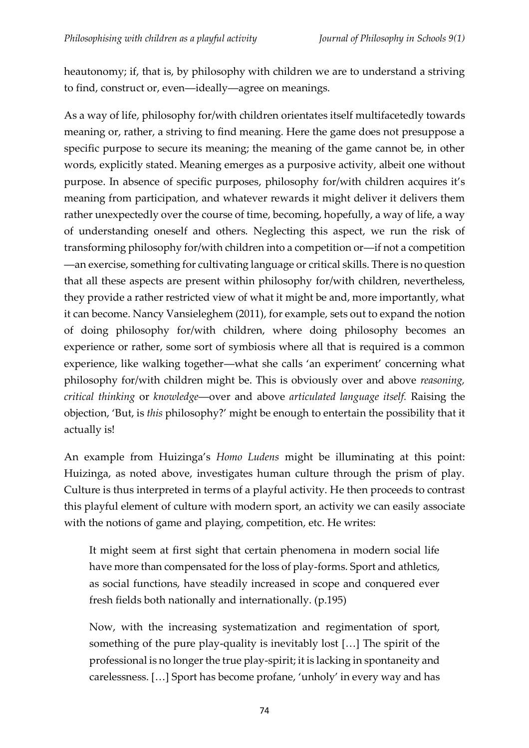heautonomy; if, that is, by philosophy with children we are to understand a striving to find, construct or, even—ideally—agree on meanings.

As a way of life, philosophy for/with children orientates itself multifacetedly towards meaning or, rather, a striving to find meaning. Here the game does not presuppose a specific purpose to secure its meaning; the meaning of the game cannot be, in other words, explicitly stated. Meaning emerges as a purposive activity, albeit one without purpose. In absence of specific purposes, philosophy for/with children acquires it's meaning from participation, and whatever rewards it might deliver it delivers them rather unexpectedly over the course of time, becoming, hopefully, a way of life, a way of understanding oneself and others. Neglecting this aspect, we run the risk of transforming philosophy for/with children into a competition or—if not a competition—an exercise, something for cultivating language or critical skills. There is no question that all these aspects are present within philosophy for/with children, nevertheless, they provide a rather restricted view of what it might be and, more importantly, what it can become. Nancy Vansieleghem (2011), for example, sets out to expand the notion of doing philosophy for/with children, where doing philosophy becomes an experience or rather, some sort of symbiosis where all that is required is a common experience, like walking together—what she calls 'an experiment' concerning what philosophy for/with children might be. This is obviously over and above *reasoning, critical thinking* or *knowledge*—over and above *articulated language itself.* Raising the objection, 'But, is *this* philosophy?' might be enough to entertain the possibility that it actually is!

An example from Huizinga's *Homo Ludens* might be illuminating at this point: Huizinga, as noted above, investigates human culture through the prism of play. Culture is thus interpreted in terms of a playful activity. He then proceeds to contrast this playful element of culture with modern sport, an activity we can easily associate with the notions of game and playing, competition, etc. He writes:

> It might seem at first sight that certain phenomena in modern social life have more than compensated for the loss of play-forms. Sport and athletics, as social functions, have steadily increased in scope and conquered ever fresh fields both nationally and internationally. (p.195)
>
> Now, with the increasing systematization and regimentation of sport, something of the pure play-quality is inevitably lost […] The spirit of the professional is no longer the true play-spirit; it is lacking in spontaneity and carelessness. […] Sport has become profane, 'unholy' in every way and has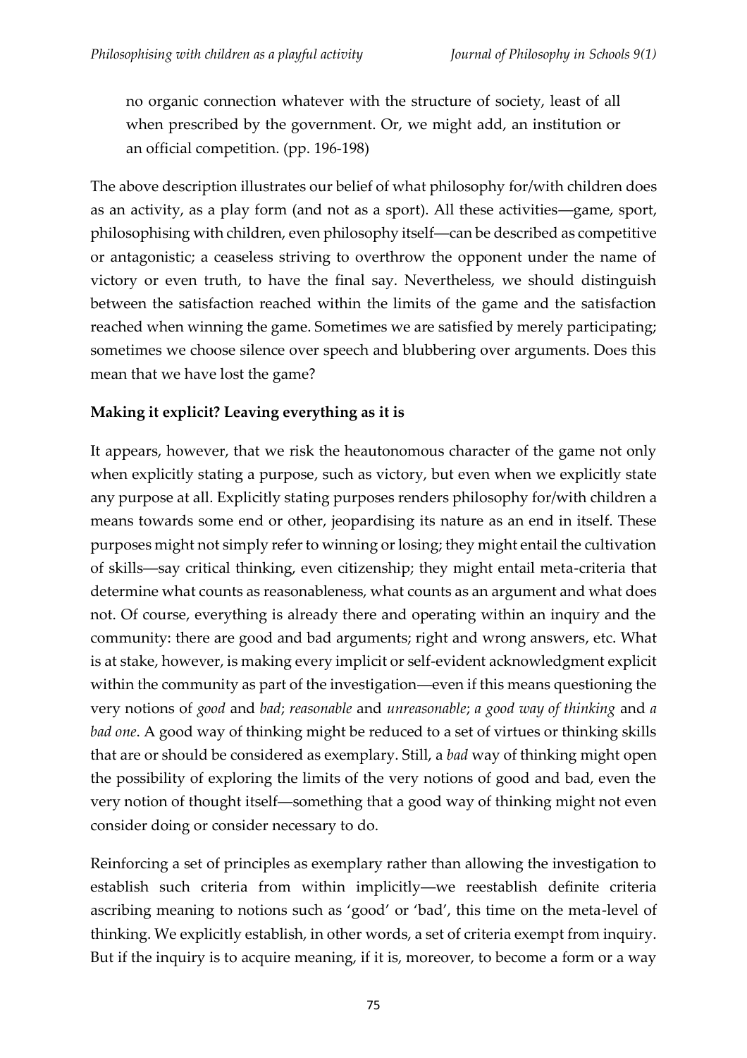> no organic connection whatever with the structure of society, least of all when prescribed by the government. Or, we might add, an institution or an official competition. (pp. 196-198)

The above description illustrates our belief of what philosophy for/with children does as an activity, as a play form (and not as a sport). All these activities—game, sport, philosophising with children, even philosophy itself—can be described as competitive or antagonistic; a ceaseless striving to overthrow the opponent under the name of victory or even truth, to have the final say. Nevertheless, we should distinguish between the satisfaction reached within the limits of the game and the satisfaction reached when winning the game. Sometimes we are satisfied by merely participating; sometimes we choose silence over speech and blubbering over arguments. Does this mean that we have lost the game?

**Making it explicit? Leaving everything as it is**

It appears, however, that we risk the heautonomous character of the game not only when explicitly stating a purpose, such as victory, but even when we explicitly state any purpose at all. Explicitly stating purposes renders philosophy for/with children a means towards some end or other, jeopardising its nature as an end in itself. These purposes might not simply refer to winning or losing; they might entail the cultivation of skills—say critical thinking, even citizenship; they might entail meta-criteria that determine what counts as reasonableness, what counts as an argument and what does not. Of course, everything is already there and operating within an inquiry and the community: there are good and bad arguments; right and wrong answers, etc. What is at stake, however, is making every implicit or self-evident acknowledgment explicit within the community as part of the investigation—even if this means questioning the very notions of *good* and *bad*; *reasonable* and *unreasonable*; *a good way of thinking* and *a bad one*. A good way of thinking might be reduced to a set of virtues or thinking skills that are or should be considered as exemplary. Still, a *bad* way of thinking might open the possibility of exploring the limits of the very notions of good and bad, even the very notion of thought itself—something that a good way of thinking might not even consider doing or consider necessary to do.

Reinforcing a set of principles as exemplary rather than allowing the investigation to establish such criteria from within implicitly—we reestablish definite criteria ascribing meaning to notions such as 'good' or 'bad', this time on the meta-level of thinking. We explicitly establish, in other words, a set of criteria exempt from inquiry. But if the inquiry is to acquire meaning, if it is, moreover, to become a form or a way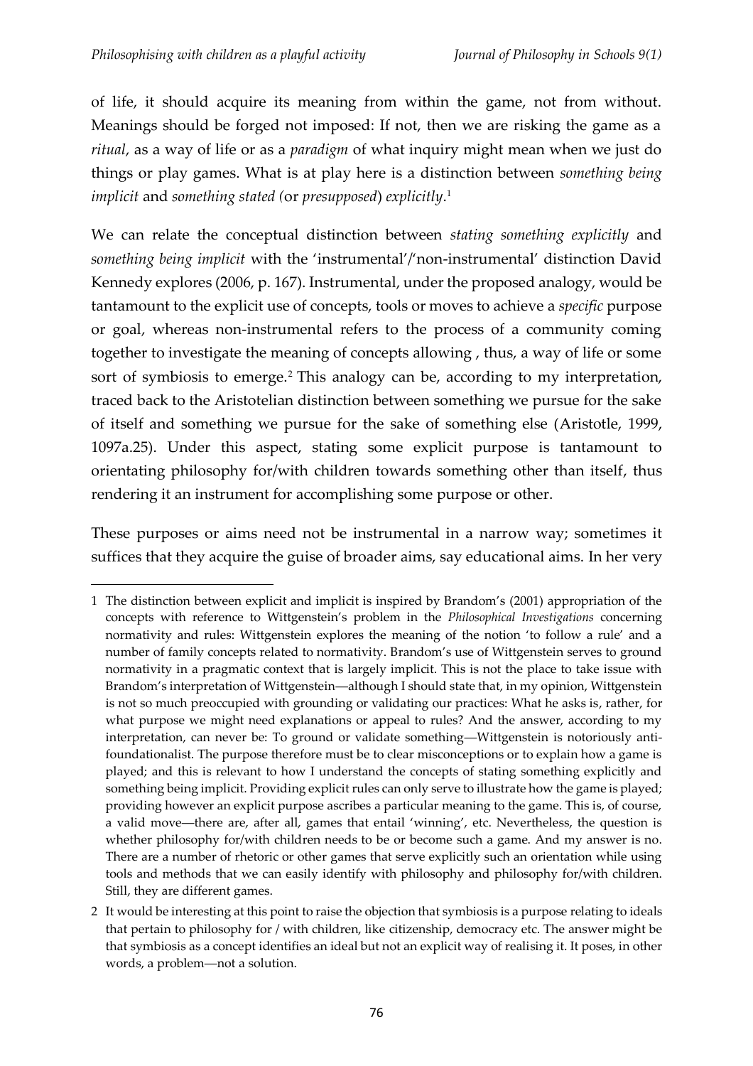of life, it should acquire its meaning from within the game, not from without. Meanings should be forged not imposed: If not, then we are risking the game as a *ritual*, as a way of life or as a *paradigm* of what inquiry might mean when we just do things or play games. What is at play here is a distinction between *something being implicit* and *something stated (*or *presupposed*) *explicitly*.[1]

We can relate the conceptual distinction between *stating something explicitly* and *something being implicit* with the 'instrumental'/'non-instrumental' distinction David Kennedy explores (2006, p. 167). Instrumental, under the proposed analogy, would be tantamount to the explicit use of concepts, tools or moves to achieve a *specific* purpose or goal, whereas non-instrumental refers to the process of a community coming together to investigate the meaning of concepts allowing , thus, a way of life or some sort of symbiosis to emerge.[2] This analogy can be, according to my interpretation, traced back to the Aristotelian distinction between something we pursue for the sake of itself and something we pursue for the sake of something else (Aristotle, 1999, 1097a.25). Under this aspect, stating some explicit purpose is tantamount to orientating philosophy for/with children towards something other than itself, thus rendering it an instrument for accomplishing some purpose or other.

These purposes or aims need not be instrumental in a narrow way; sometimes it suffices that they acquire the guise of broader aims, say educational aims. In her very

---

1 The distinction between explicit and implicit is inspired by Brandom's (2001) appropriation of the concepts with reference to Wittgenstein's problem in the *Philosophical Investigations* concerning normativity and rules: Wittgenstein explores the meaning of the notion 'to follow a rule' and a number of family concepts related to normativity. Brandom's use of Wittgenstein serves to ground normativity in a pragmatic context that is largely implicit. This is not the place to take issue with Brandom's interpretation of Wittgenstein—although I should state that, in my opinion, Wittgenstein is not so much preoccupied with grounding or validating our practices: What he asks is, rather, for what purpose we might need explanations or appeal to rules? And the answer, according to my interpretation, can never be: To ground or validate something—Wittgenstein is notoriously anti-foundationalist. The purpose therefore must be to clear misconceptions or to explain how a game is played; and this is relevant to how I understand the concepts of stating something explicitly and something being implicit. Providing explicit rules can only serve to illustrate how the game is played; providing however an explicit purpose ascribes a particular meaning to the game. This is, of course, a valid move—there are, after all, games that entail 'winning', etc. Nevertheless, the question is whether philosophy for/with children needs to be or become such a game. And my answer is no. There are a number of rhetoric or other games that serve explicitly such an orientation while using tools and methods that we can easily identify with philosophy and philosophy for/with children. Still, they are different games.

2 It would be interesting at this point to raise the objection that symbiosis is a purpose relating to ideals that pertain to philosophy for / with children, like citizenship, democracy etc. The answer might be that symbiosis as a concept identifies an ideal but not an explicit way of realising it. It poses, in other words, a problem—not a solution.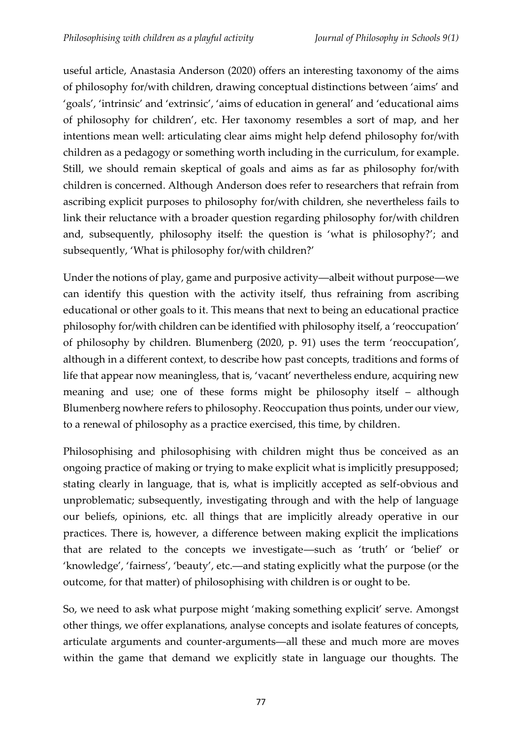useful article, Anastasia Anderson (2020) offers an interesting taxonomy of the aims of philosophy for/with children, drawing conceptual distinctions between 'aims' and 'goals', 'intrinsic' and 'extrinsic', 'aims of education in general' and 'educational aims of philosophy for children', etc. Her taxonomy resembles a sort of map, and her intentions mean well: articulating clear aims might help defend philosophy for/with children as a pedagogy or something worth including in the curriculum, for example. Still, we should remain skeptical of goals and aims as far as philosophy for/with children is concerned. Although Anderson does refer to researchers that refrain from ascribing explicit purposes to philosophy for/with children, she nevertheless fails to link their reluctance with a broader question regarding philosophy for/with children and, subsequently, philosophy itself: the question is 'what is philosophy?'; and subsequently, 'What is philosophy for/with children?'

Under the notions of play, game and purposive activity—albeit without purpose—we can identify this question with the activity itself, thus refraining from ascribing educational or other goals to it. This means that next to being an educational practice philosophy for/with children can be identified with philosophy itself, a 'reoccupation' of philosophy by children. Blumenberg (2020, p. 91) uses the term 'reoccupation', although in a different context, to describe how past concepts, traditions and forms of life that appear now meaningless, that is, 'vacant' nevertheless endure, acquiring new meaning and use; one of these forms might be philosophy itself – although Blumenberg nowhere refers to philosophy. Reoccupation thus points, under our view, to a renewal of philosophy as a practice exercised, this time, by children.

Philosophising and philosophising with children might thus be conceived as an ongoing practice of making or trying to make explicit what is implicitly presupposed; stating clearly in language, that is, what is implicitly accepted as self-obvious and unproblematic; subsequently, investigating through and with the help of language our beliefs, opinions, etc. all things that are implicitly already operative in our practices. There is, however, a difference between making explicit the implications that are related to the concepts we investigate—such as 'truth' or 'belief' or 'knowledge', 'fairness', 'beauty', etc.—and stating explicitly what the purpose (or the outcome, for that matter) of philosophising with children is or ought to be.

So, we need to ask what purpose might 'making something explicit' serve. Amongst other things, we offer explanations, analyse concepts and isolate features of concepts, articulate arguments and counter-arguments—all these and much more are moves within the game that demand we explicitly state in language our thoughts. The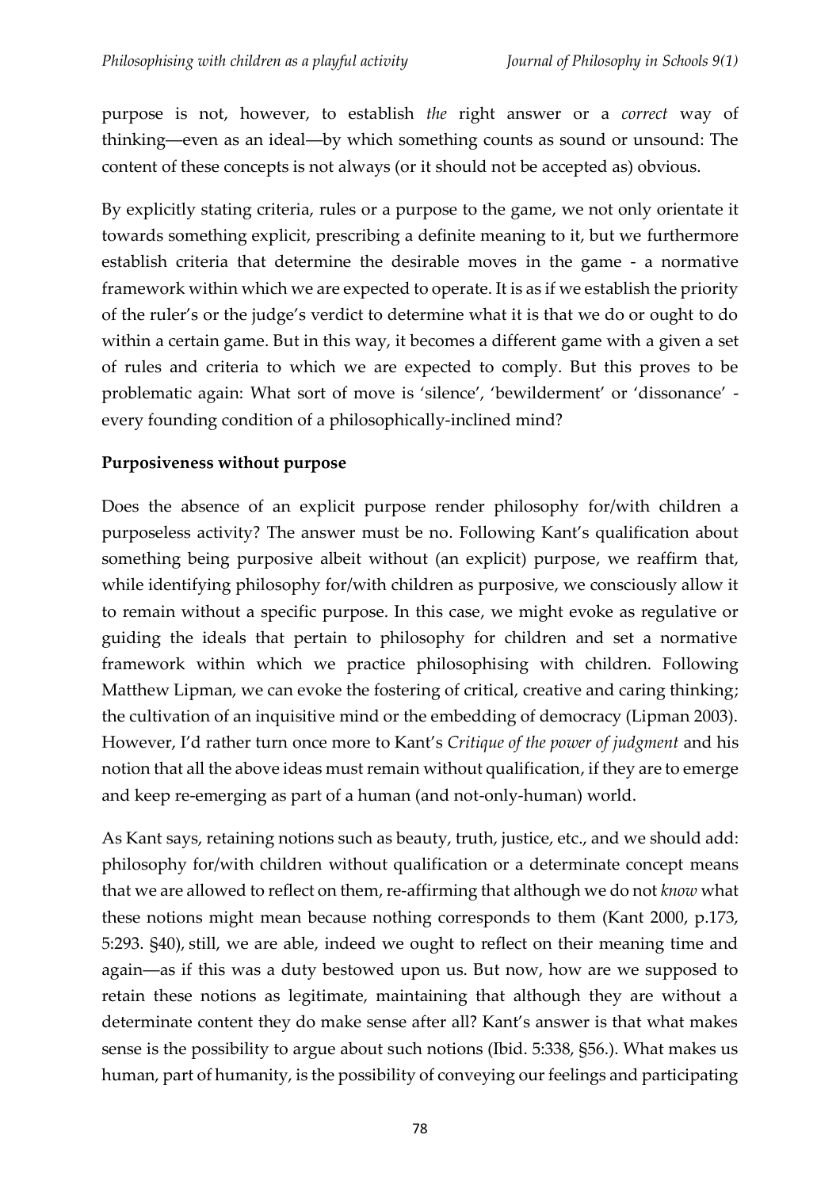purpose is not, however, to establish *the* right answer or a *correct* way of thinking—even as an ideal—by which something counts as sound or unsound: The content of these concepts is not always (or it should not be accepted as) obvious.

By explicitly stating criteria, rules or a purpose to the game, we not only orientate it towards something explicit, prescribing a definite meaning to it, but we furthermore establish criteria that determine the desirable moves in the game - a normative framework within which we are expected to operate. It is as if we establish the priority of the ruler's or the judge's verdict to determine what it is that we do or ought to do within a certain game. But in this way, it becomes a different game with a given a set of rules and criteria to which we are expected to comply. But this proves to be problematic again: What sort of move is 'silence', 'bewilderment' or 'dissonance' - every founding condition of a philosophically-inclined mind?

**Purposiveness without purpose**

Does the absence of an explicit purpose render philosophy for/with children a purposeless activity? The answer must be no. Following Kant's qualification about something being purposive albeit without (an explicit) purpose, we reaffirm that, while identifying philosophy for/with children as purposive, we consciously allow it to remain without a specific purpose. In this case, we might evoke as regulative or guiding the ideals that pertain to philosophy for children and set a normative framework within which we practice philosophising with children. Following Matthew Lipman, we can evoke the fostering of critical, creative and caring thinking; the cultivation of an inquisitive mind or the embedding of democracy (Lipman 2003). However, I'd rather turn once more to Kant's *Critique of the power of judgment* and his notion that all the above ideas must remain without qualification, if they are to emerge and keep re-emerging as part of a human (and not-only-human) world.

As Kant says, retaining notions such as beauty, truth, justice, etc., and we should add: philosophy for/with children without qualification or a determinate concept means that we are allowed to reflect on them, re-affirming that although we do not *know* what these notions might mean because nothing corresponds to them (Kant 2000, p.173, 5:293. §40), still, we are able, indeed we ought to reflect on their meaning time and again—as if this was a duty bestowed upon us. But now, how are we supposed to retain these notions as legitimate, maintaining that although they are without a determinate content they do make sense after all? Kant's answer is that what makes sense is the possibility to argue about such notions (Ibid. 5:338, §56.). What makes us human, part of humanity, is the possibility of conveying our feelings and participating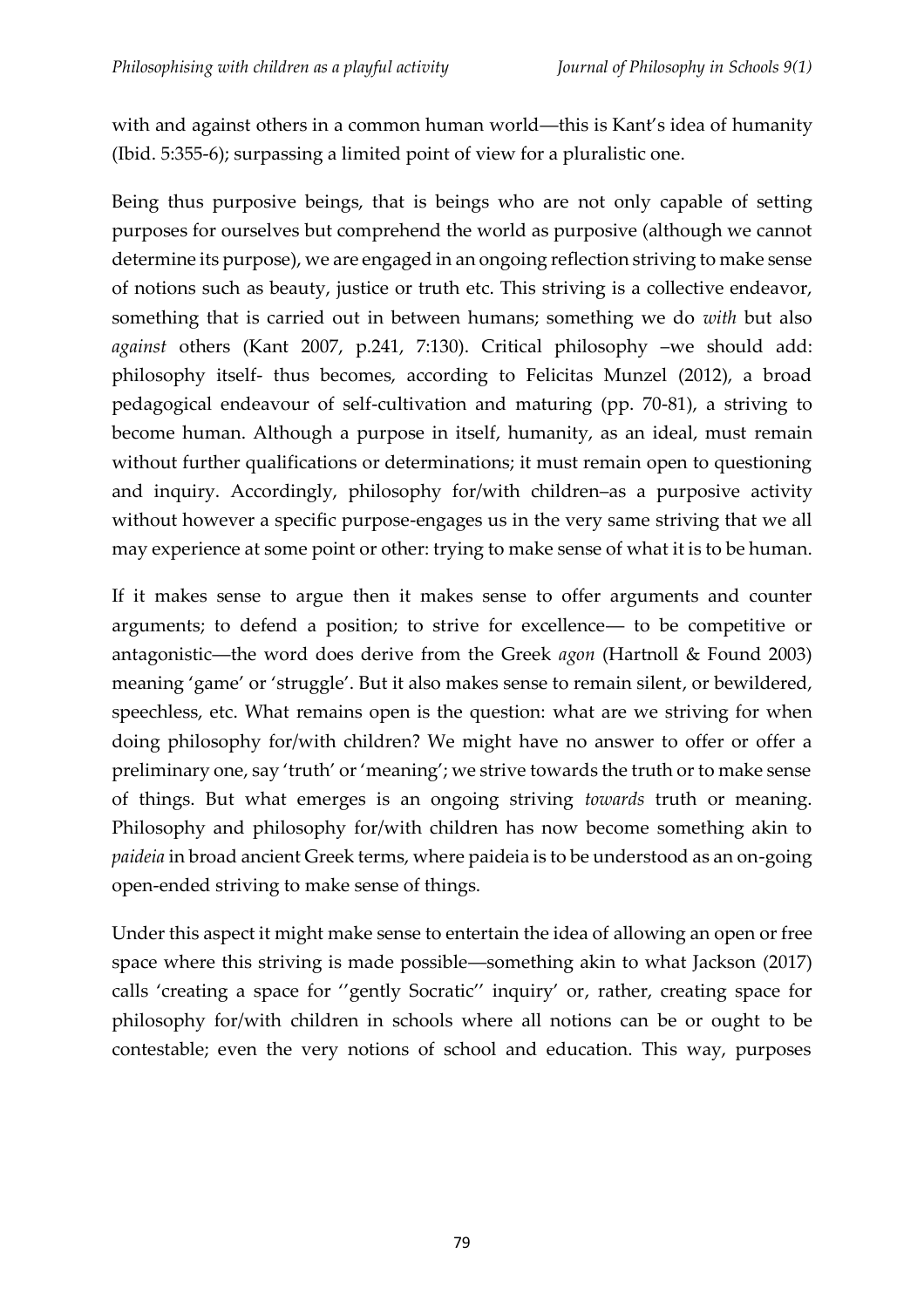with and against others in a common human world—this is Kant's idea of humanity (Ibid. 5:355-6); surpassing a limited point of view for a pluralistic one.

Being thus purposive beings, that is beings who are not only capable of setting purposes for ourselves but comprehend the world as purposive (although we cannot determine its purpose), we are engaged in an ongoing reflection striving to make sense of notions such as beauty, justice or truth etc. This striving is a collective endeavor, something that is carried out in between humans; something we do *with* but also *against* others (Kant 2007, p.241, 7:130). Critical philosophy –we should add: philosophy itself- thus becomes, according to Felicitas Munzel (2012), a broad pedagogical endeavour of self-cultivation and maturing (pp. 70-81), a striving to become human. Although a purpose in itself, humanity, as an ideal, must remain without further qualifications or determinations; it must remain open to questioning and inquiry. Accordingly, philosophy for/with children–as a purposive activity without however a specific purpose-engages us in the very same striving that we all may experience at some point or other: trying to make sense of what it is to be human.

If it makes sense to argue then it makes sense to offer arguments and counter arguments; to defend a position; to strive for excellence— to be competitive or antagonistic—the word does derive from the Greek *agon* (Hartnoll & Found 2003) meaning 'game' or 'struggle'. But it also makes sense to remain silent, or bewildered, speechless, etc. What remains open is the question: what are we striving for when doing philosophy for/with children? We might have no answer to offer or offer a preliminary one, say 'truth' or 'meaning'; we strive towards the truth or to make sense of things. But what emerges is an ongoing striving *towards* truth or meaning. Philosophy and philosophy for/with children has now become something akin to *paideia* in broad ancient Greek terms, where paideia is to be understood as an on-going open-ended striving to make sense of things.

Under this aspect it might make sense to entertain the idea of allowing an open or free space where this striving is made possible—something akin to what Jackson (2017) calls 'creating a space for ''gently Socratic'' inquiry' or, rather, creating space for philosophy for/with children in schools where all notions can be or ought to be contestable; even the very notions of school and education. This way, purposes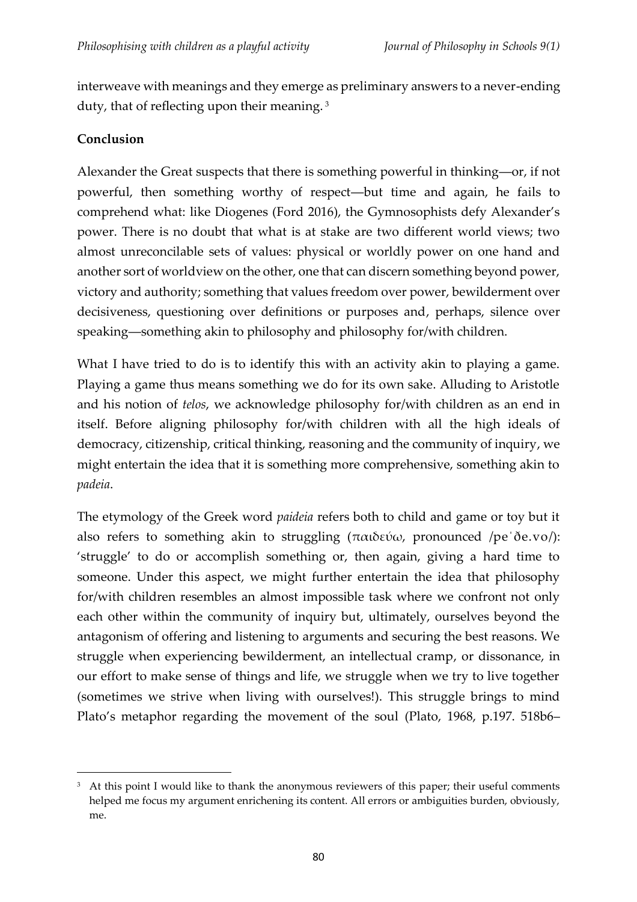interweave with meanings and they emerge as preliminary answers to a never-ending duty, that of reflecting upon their meaning. [3]

## Conclusion

Alexander the Great suspects that there is something powerful in thinking—or, if not powerful, then something worthy of respect—but time and again, he fails to comprehend what: like Diogenes (Ford 2016), the Gymnosophists defy Alexander's power. There is no doubt that what is at stake are two different world views; two almost unreconcilable sets of values: physical or worldly power on one hand and another sort of worldview on the other, one that can discern something beyond power, victory and authority; something that values freedom over power, bewilderment over decisiveness, questioning over definitions or purposes and, perhaps, silence over speaking—something akin to philosophy and philosophy for/with children.

What I have tried to do is to identify this with an activity akin to playing a game. Playing a game thus means something we do for its own sake. Alluding to Aristotle and his notion of *telos*, we acknowledge philosophy for/with children as an end in itself. Before aligning philosophy for/with children with all the high ideals of democracy, citizenship, critical thinking, reasoning and the community of inquiry, we might entertain the idea that it is something more comprehensive, something akin to *padeia*.

The etymology of the Greek word *paideia* refers both to child and game or toy but it also refers to something akin to struggling (παιδεύω, pronounced /peˈðe.vo/): 'struggle' to do or accomplish something or, then again, giving a hard time to someone. Under this aspect, we might further entertain the idea that philosophy for/with children resembles an almost impossible task where we confront not only each other within the community of inquiry but, ultimately, ourselves beyond the antagonism of offering and listening to arguments and securing the best reasons. We struggle when experiencing bewilderment, an intellectual cramp, or dissonance, in our effort to make sense of things and life, we struggle when we try to live together (sometimes we strive when living with ourselves!). This struggle brings to mind Plato's metaphor regarding the movement of the soul (Plato, 1968, p.197. 518b6–

[3] At this point I would like to thank the anonymous reviewers of this paper; their useful comments helped me focus my argument enrichening its content. All errors or ambiguities burden, obviously, me.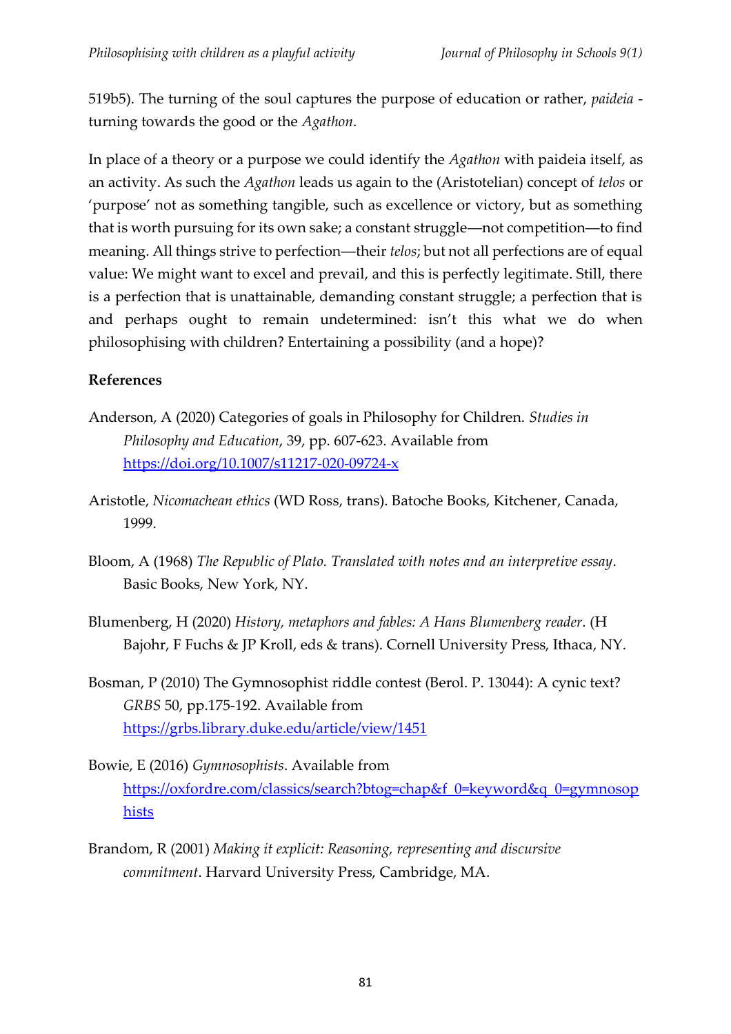519b5). The turning of the soul captures the purpose of education or rather, *paideia* - turning towards the good or the *Agathon*.

In place of a theory or a purpose we could identify the *Agathon* with paideia itself, as an activity. As such the *Agathon* leads us again to the (Aristotelian) concept of *telos* or 'purpose' not as something tangible, such as excellence or victory, but as something that is worth pursuing for its own sake; a constant struggle—not competition—to find meaning. All things strive to perfection—their *telos*; but not all perfections are of equal value: We might want to excel and prevail, and this is perfectly legitimate. Still, there is a perfection that is unattainable, demanding constant struggle; a perfection that is and perhaps ought to remain undetermined: isn't this what we do when philosophising with children? Entertaining a possibility (and a hope)?

**References**

Anderson, A (2020) Categories of goals in Philosophy for Children. *Studies in Philosophy and Education*, 39, pp. 607-623. Available from https://doi.org/10.1007/s11217-020-09724-x

Aristotle, *Nicomachean ethics* (WD Ross, trans). Batoche Books, Kitchener, Canada, 1999.

Bloom, A (1968) *The Republic of Plato. Translated with notes and an interpretive essay*. Basic Books, New York, NY.

Blumenberg, H (2020) *History, metaphors and fables: A Hans Blumenberg reader*. (H Bajohr, F Fuchs & JP Kroll, eds & trans). Cornell University Press, Ithaca, NY.

Bosman, P (2010) The Gymnosophist riddle contest (Berol. P. 13044): A cynic text? *GRBS* 50, pp.175-192. Available from https://grbs.library.duke.edu/article/view/1451

Bowie, E (2016) *Gymnosophists*. Available from https://oxfordre.com/classics/search?btog=chap&f_0=keyword&q_0=gymnosophists

Brandom, R (2001) *Making it explicit: Reasoning, representing and discursive commitment*. Harvard University Press, Cambridge, MA.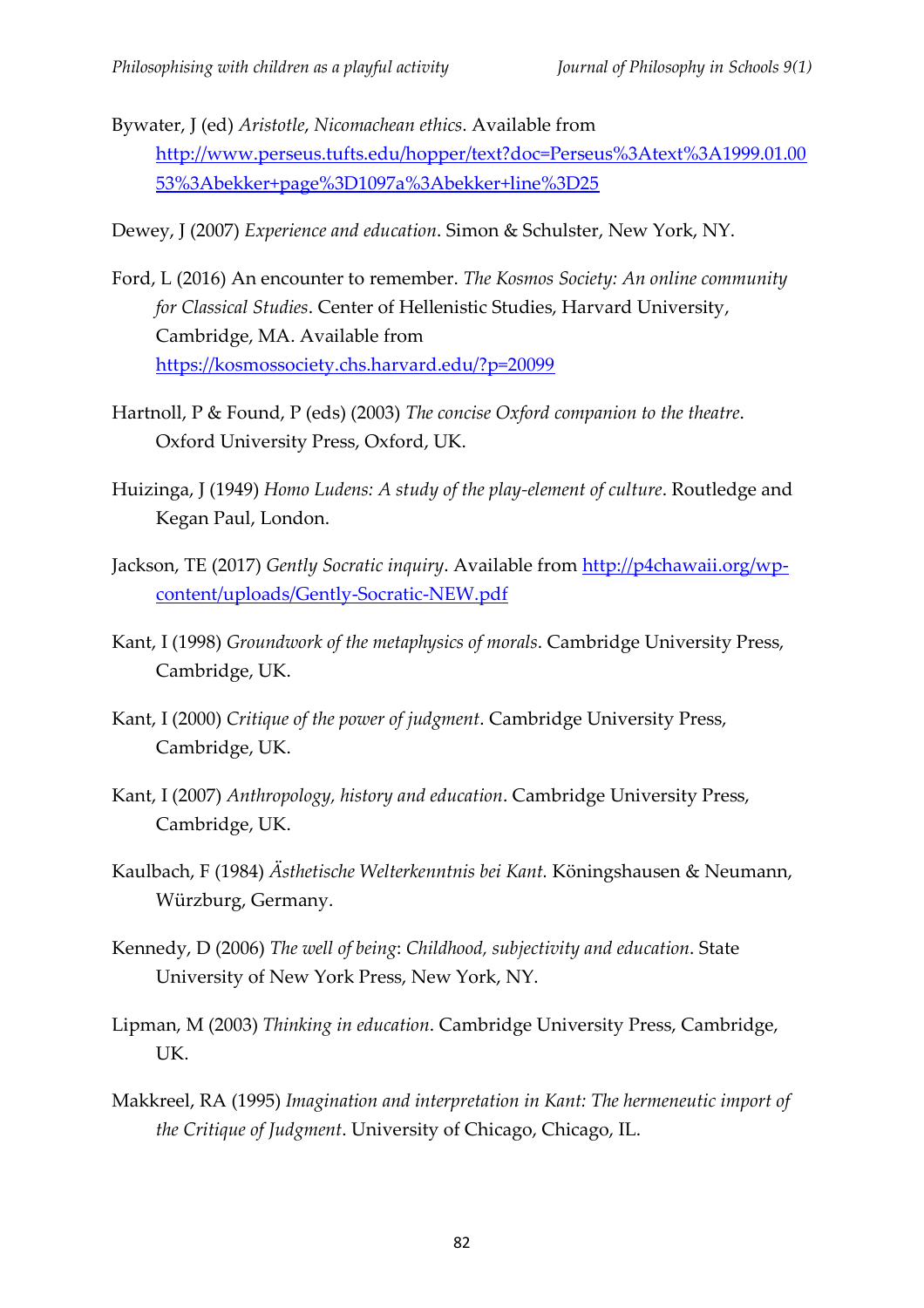Bywater, J (ed) *Aristotle*, *Nicomachean ethics*. Available from [http://www.perseus.tufts.edu/hopper/text?doc=Perseus%3Atext%3A1999.01.0053%3Abekker+page%3D1097a%3Abekker+line%3D25](http://www.perseus.tufts.edu/hopper/text?doc=Perseus%3Atext%3A1999.01.0053%3Abekker+page%3D1097a%3Abekker+line%3D25)

Dewey, J (2007) *Experience and education*. Simon & Schulster, New York, NY.

Ford, L (2016) An encounter to remember. *The Kosmos Society: An online community for Classical Studies*. Center of Hellenistic Studies, Harvard University, Cambridge, MA. Available from [https://kosmossociety.chs.harvard.edu/?p=20099](https://kosmossociety.chs.harvard.edu/?p=20099)

Hartnoll, P & Found, P (eds) (2003) *The concise Oxford companion to the theatre*. Oxford University Press, Oxford, UK.

Huizinga, J (1949) *Homo Ludens: A study of the play-element of culture*. Routledge and Kegan Paul, London.

Jackson, TE (2017) *Gently Socratic inquiry*. Available from [http://p4chawaii.org/wp-content/uploads/Gently-Socratic-NEW.pdf](http://p4chawaii.org/wp-content/uploads/Gently-Socratic-NEW.pdf)

Kant, I (1998) *Groundwork of the metaphysics of morals*. Cambridge University Press, Cambridge, UK.

Kant, I (2000) *Critique of the power of judgment*. Cambridge University Press, Cambridge, UK.

Kant, I (2007) *Anthropology, history and education*. Cambridge University Press, Cambridge, UK.

Kaulbach, F (1984) *Ästhetische Welterkenntnis bei Kant.* Köningshausen & Neumann, Würzburg, Germany.

Kennedy, D (2006) *The well of being*: *Childhood, subjectivity and education*. State University of New York Press, New York, NY.

Lipman, M (2003) *Thinking in education*. Cambridge University Press, Cambridge, UK.

Makkreel, RA (1995) *Imagination and interpretation in Kant: The hermeneutic import of the Critique of Judgment*. University of Chicago, Chicago, IL.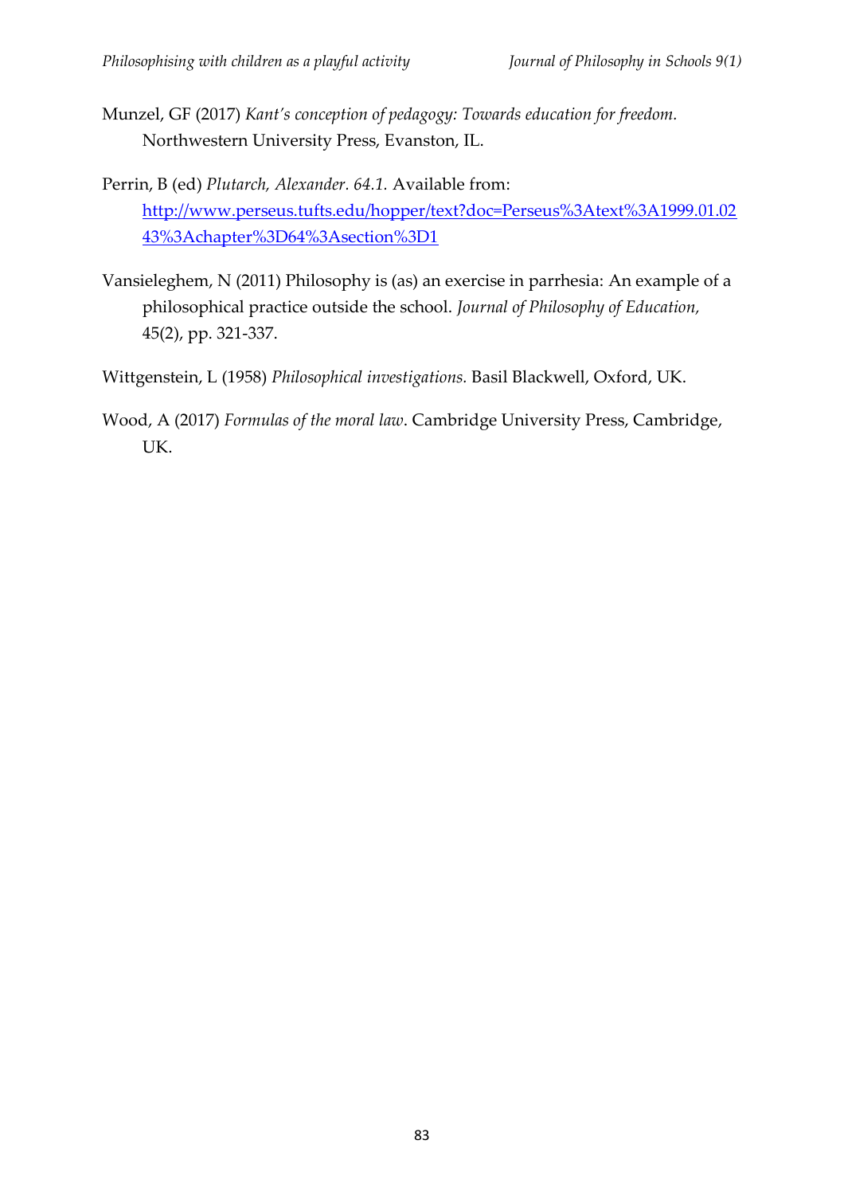Munzel, GF (2017) *Kant's conception of pedagogy: Towards education for freedom.* Northwestern University Press, Evanston, IL.

Perrin, B (ed) *Plutarch, Alexander. 64.1.* Available from: [http://www.perseus.tufts.edu/hopper/text?doc=Perseus%3Atext%3A1999.01.0243%3Achapter%3D64%3Asection%3D1](http://www.perseus.tufts.edu/hopper/text?doc=Perseus%3Atext%3A1999.01.0243%3Achapter%3D64%3Asection%3D1)

Vansieleghem, N (2011) Philosophy is (as) an exercise in parrhesia: An example of a philosophical practice outside the school. *Journal of Philosophy of Education,* 45(2), pp. 321-337.

Wittgenstein, L (1958) *Philosophical investigations.* Basil Blackwell, Oxford, UK.

Wood, A (2017) *Formulas of the moral law*. Cambridge University Press, Cambridge, UK.